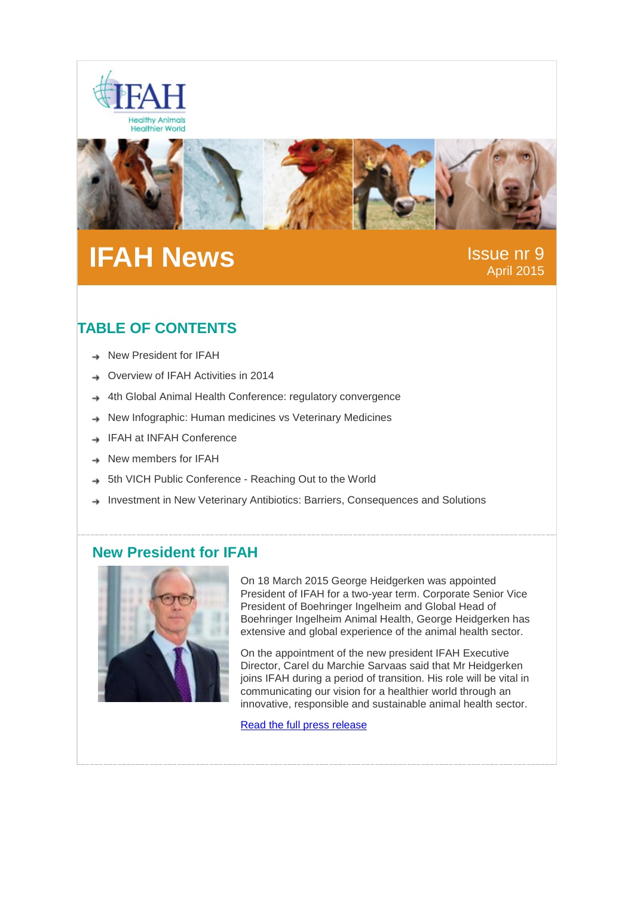IFAH

Healthy Animals Healthier World

# IFAH News

Issue nr 9
April 2015

## TABLE OF CONTENTS

- New President for IFAH
- Overview of IFAH Activities in 2014
- 4th Global Animal Health Conference: regulatory convergence
- New Infographic: Human medicines vs Veterinary Medicines
- IFAH at INFAH Conference
- New members for IFAH
- 5th VICH Public Conference - Reaching Out to the World
- Investment in New Veterinary Antibiotics: Barriers, Consequences and Solutions

## New President for IFAH

On 18 March 2015 George Heidgerken was appointed President of IFAH for a two-year term. Corporate Senior Vice President of Boehringer Ingelheim and Global Head of Boehringer Ingelheim Animal Health, George Heidgerken has extensive and global experience of the animal health sector.

On the appointment of the new president IFAH Executive Director, Carel du Marchie Sarvaas said that Mr Heidgerken joins IFAH during a period of transition. His role will be vital in communicating our vision for a healthier world through an innovative, responsible and sustainable animal health sector.

Read the full press release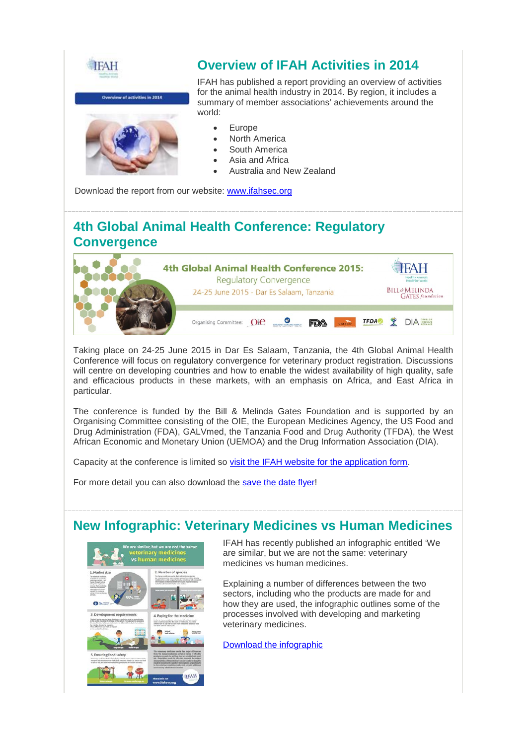## Overview of IFAH Activities in 2014

IFAH has published a report providing an overview of activities for the animal health industry in 2014. By region, it includes a summary of member associations' achievements around the world:

- Europe
- North America
- South America
- Asia and Africa
- Australia and New Zealand

Download the report from our website: www.ifahsec.org

## 4th Global Animal Health Conference: Regulatory Convergence

Taking place on 24-25 June 2015 in Dar Es Salaam, Tanzania, the 4th Global Animal Health Conference will focus on regulatory convergence for veterinary product registration. Discussions will centre on developing countries and how to enable the widest availability of high quality, safe and efficacious products in these markets, with an emphasis on Africa, and East Africa in particular.

The conference is funded by the Bill & Melinda Gates Foundation and is supported by an Organising Committee consisting of the OIE, the European Medicines Agency, the US Food and Drug Administration (FDA), GALVmed, the Tanzania Food and Drug Authority (TFDA), the West African Economic and Monetary Union (UEMOA) and the Drug Information Association (DIA).

Capacity at the conference is limited so visit the IFAH website for the application form.

For more detail you can also download the save the date flyer!

## New Infographic: Veterinary Medicines vs Human Medicines

IFAH has recently published an infographic entitled 'We are similar, but we are not the same: veterinary medicines vs human medicines.

Explaining a number of differences between the two sectors, including who the products are made for and how they are used, the infographic outlines some of the processes involved with developing and marketing veterinary medicines.

Download the infographic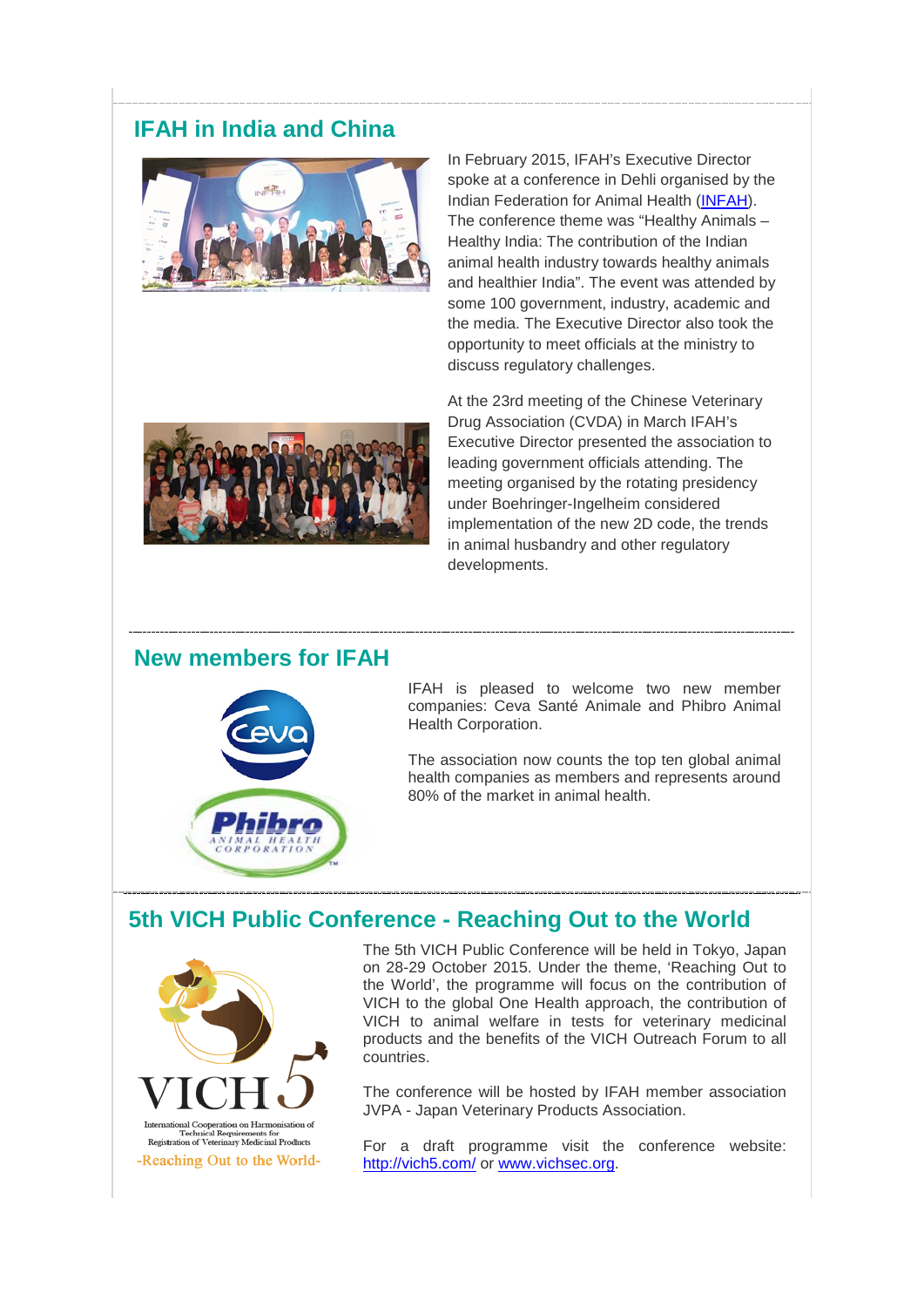## IFAH in India and China

In February 2015, IFAH's Executive Director spoke at a conference in Dehli organised by the Indian Federation for Animal Health (INFAH). The conference theme was "Healthy Animals – Healthy India: The contribution of the Indian animal health industry towards healthy animals and healthier India". The event was attended by some 100 government, industry, academic and the media. The Executive Director also took the opportunity to meet officials at the ministry to discuss regulatory challenges.

At the 23rd meeting of the Chinese Veterinary Drug Association (CVDA) in March IFAH's Executive Director presented the association to leading government officials attending. The meeting organised by the rotating presidency under Boehringer-Ingelheim considered implementation of the new 2D code, the trends in animal husbandry and other regulatory developments.

## New members for IFAH

IFAH is pleased to welcome two new member companies: Ceva Santé Animale and Phibro Animal Health Corporation.

The association now counts the top ten global animal health companies as members and represents around 80% of the market in animal health.

## 5th VICH Public Conference - Reaching Out to the World

The 5th VICH Public Conference will be held in Tokyo, Japan on 28-29 October 2015. Under the theme, 'Reaching Out to the World', the programme will focus on the contribution of VICH to the global One Health approach, the contribution of VICH to animal welfare in tests for veterinary medicinal products and the benefits of the VICH Outreach Forum to all countries.

The conference will be hosted by IFAH member association JVPA - Japan Veterinary Products Association.

For a draft programme visit the conference website: http://vich5.com/ or www.vichsec.org.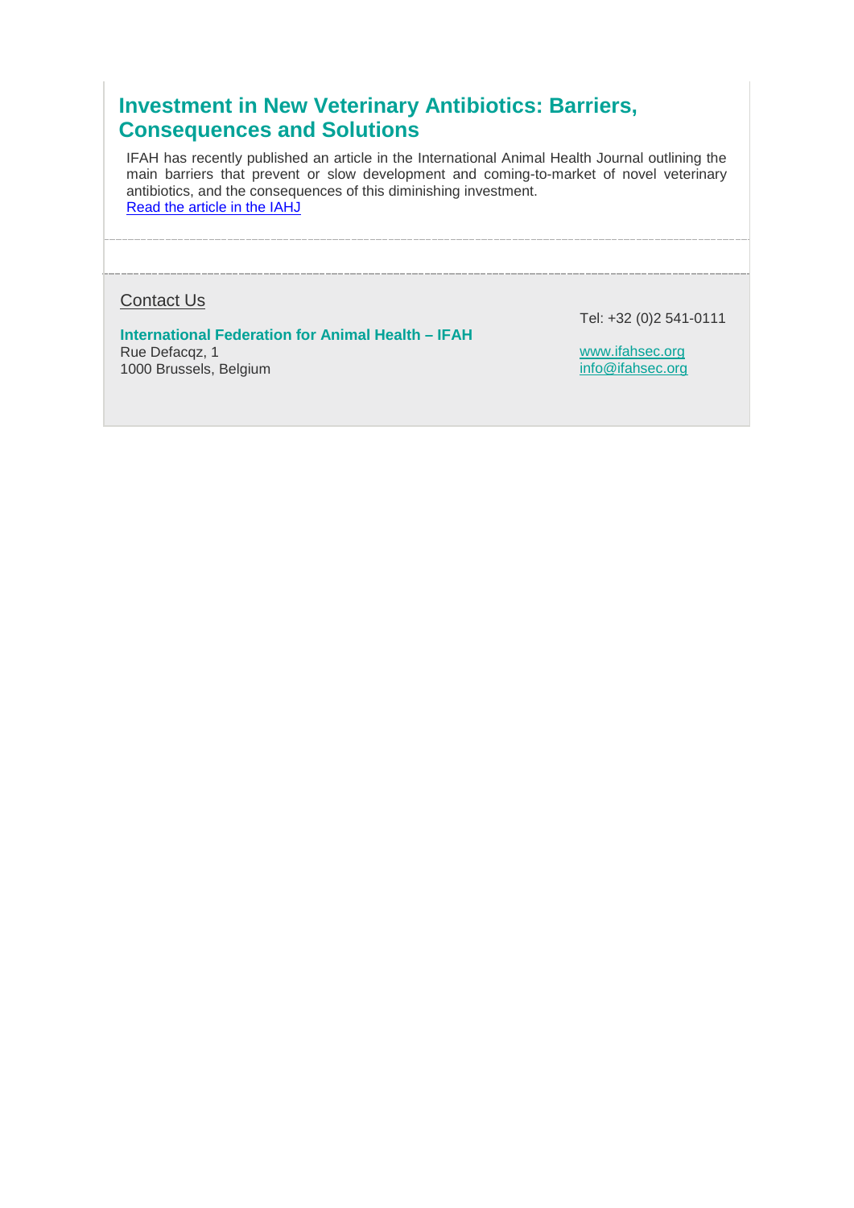## Investment in New Veterinary Antibiotics: Barriers, Consequences and Solutions

IFAH has recently published an article in the International Animal Health Journal outlining the main barriers that prevent or slow development and coming-to-market of novel veterinary antibiotics, and the consequences of this diminishing investment.
[Read the article in the IAHJ]

---

### Contact Us

**International Federation for Animal Health – IFAH**
Rue Defacqz, 1
1000 Brussels, Belgium

Tel: +32 (0)2 541-0111

www.ifahsec.org
info@ifahsec.org